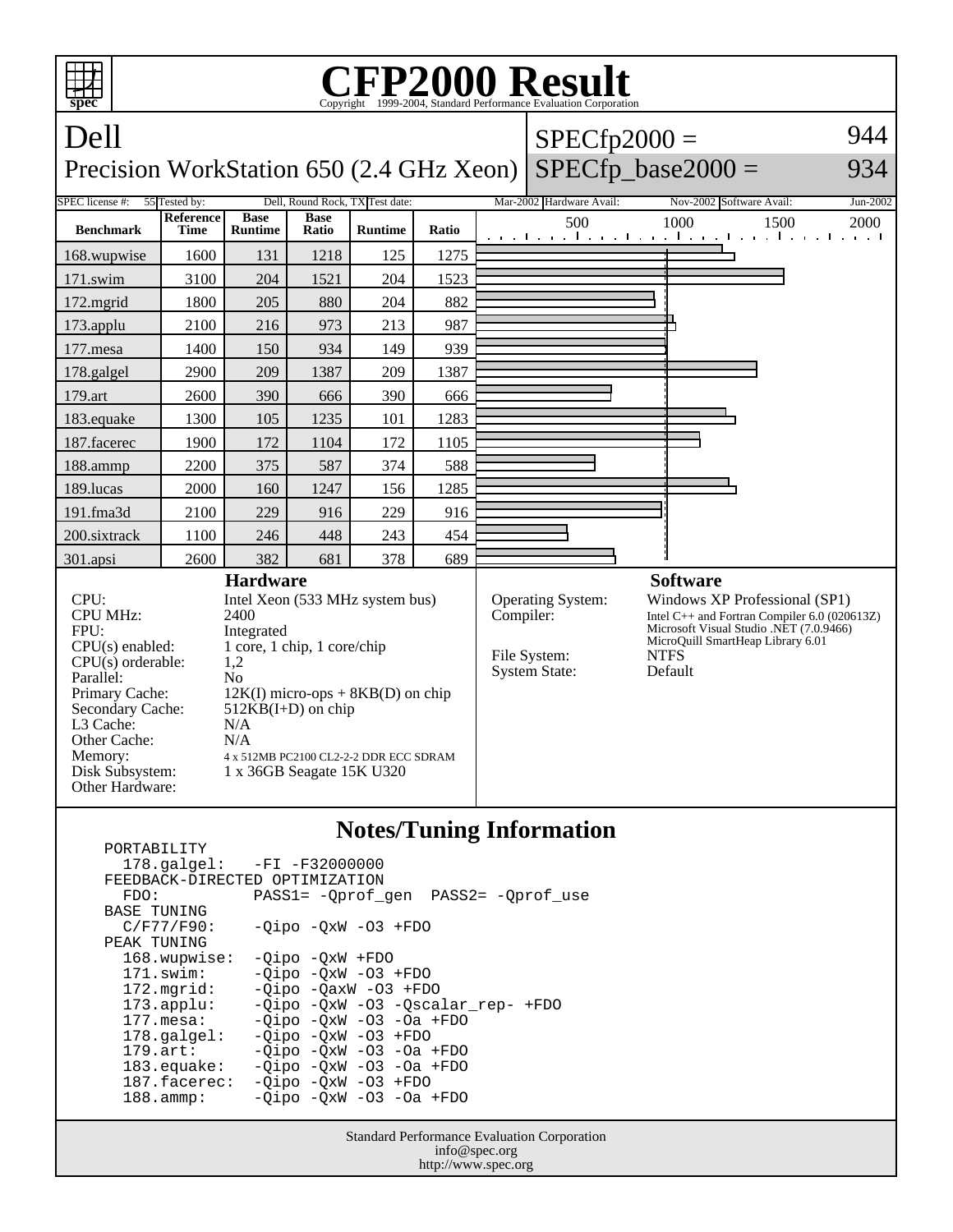# CFP2000 Result

Copyright 1999-2004, Standard Performance Evaluation Corporation

## Dell

Precision WorkStation 650 (2.4 GHz Xeon)

SPECfp2000 = 944

SPECfp_base2000 = 934

SPEC license #: 55 Tested by: Dell, Round Rock, TX Test date: Mar-2002 Hardware Avail: Nov-2002 Software Avail: Jun-2002

| Benchmark | Reference Time | Base Runtime | Base Ratio | Runtime | Ratio |
|---|---|---|---|---|---|
| 168.wupwise | 1600 | 131 | 1218 | 125 | 1275 |
| 171.swim | 3100 | 204 | 1521 | 204 | 1523 |
| 172.mgrid | 1800 | 205 | 880 | 204 | 882 |
| 173.applu | 2100 | 216 | 973 | 213 | 987 |
| 177.mesa | 1400 | 150 | 934 | 149 | 939 |
| 178.galgel | 2900 | 209 | 1387 | 209 | 1387 |
| 179.art | 2600 | 390 | 666 | 390 | 666 |
| 183.equake | 1300 | 105 | 1235 | 101 | 1283 |
| 187.facerec | 1900 | 172 | 1104 | 172 | 1105 |
| 188.ammp | 2200 | 375 | 587 | 374 | 588 |
| 189.lucas | 2000 | 160 | 1247 | 156 | 1285 |
| 191.fma3d | 2100 | 229 | 916 | 229 | 916 |
| 200.sixtrack | 1100 | 246 | 448 | 243 | 454 |
| 301.apsi | 2600 | 382 | 681 | 378 | 689 |

### Hardware

| | |
|---|---|
| CPU: | Intel Xeon (533 MHz system bus) |
| CPU MHz: | 2400 |
| FPU: | Integrated |
| CPU(s) enabled: | 1 core, 1 chip, 1 core/chip |
| CPU(s) orderable: | 1,2 |
| Parallel: | No |
| Primary Cache: | 12K(I) micro-ops + 8KB(D) on chip |
| Secondary Cache: | 512KB(I+D) on chip |
| L3 Cache: | N/A |
| Other Cache: | N/A |
| Memory: | 4 x 512MB PC2100 CL2-2-2 DDR ECC SDRAM |
| Disk Subsystem: | 1 x 36GB Seagate 15K U320 |
| Other Hardware: | |

### Software

| | |
|---|---|
| Operating System: | Windows XP Professional (SP1) |
| Compiler: | Intel C++ and Fortran Compiler 6.0 (020613Z) Microsoft Visual Studio .NET (7.0.9466) MicroQuill SmartHeap Library 6.01 |
| File System: | NTFS |
| System State: | Default |

### Notes/Tuning Information

```
PORTABILITY
  178.galgel:   -FI -F32000000
FEEDBACK-DIRECTED OPTIMIZATION
  FDO:          PASS1= -Qprof_gen  PASS2= -Qprof_use
BASE TUNING
  C/F77/F90:    -Qipo -QxW -O3 +FDO
PEAK TUNING
  168.wupwise:  -Qipo -QxW +FDO
  171.swim:     -Qipo -QxW -O3 +FDO
  172.mgrid:    -Qipo -QaxW -O3 +FDO
  173.applu:    -Qipo -QxW -O3 -Qscalar_rep- +FDO
  177.mesa:     -Qipo -QxW -O3 -Oa +FDO
  178.galgel:   -Qipo -QxW -O3 +FDO
  179.art:      -Qipo -QxW -O3 -Oa +FDO
  183.equake:   -Qipo -QxW -O3 -Oa +FDO
  187.facerec:  -Qipo -QxW -O3 +FDO
  188.ammp:     -Qipo -QxW -O3 -Oa +FDO
```

Standard Performance Evaluation Corporation
info@spec.org
http://www.spec.org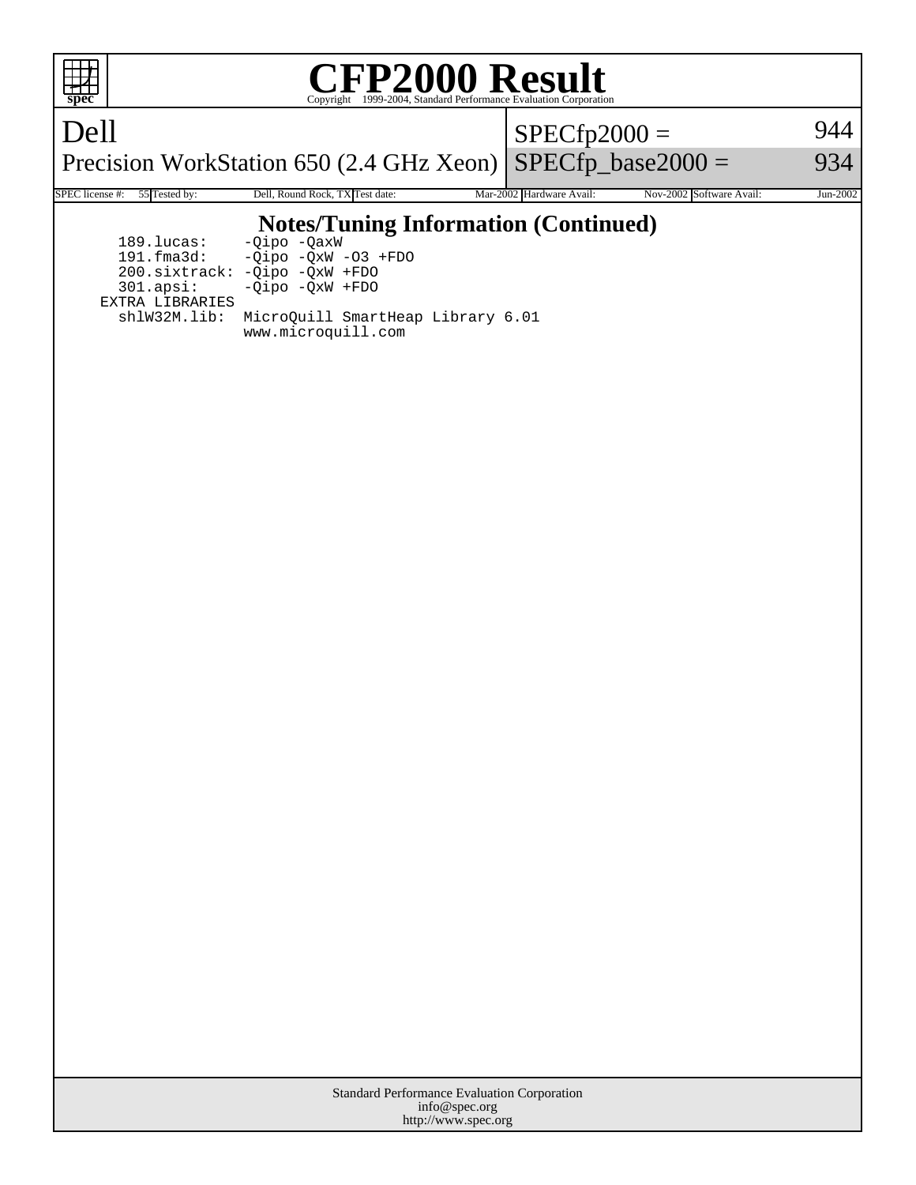# CFP2000 Result

Copyright 1999-2004, Standard Performance Evaluation Corporation

Dell

Precision WorkStation 650 (2.4 GHz Xeon)

SPECfp2000 = 944

SPECfp_base2000 = 934

| SPEC license #: | 55 | Tested by: | Dell, Round Rock, TX | Test date: | Mar-2002 | Hardware Avail: | Nov-2002 | Software Avail: | Jun-2002 |
|---|---|---|---|---|---|---|---|---|---|

## Notes/Tuning Information (Continued)

```
     189.lucas:    -Qipo -QaxW
     191.fma3d:    -Qipo -QxW -O3 +FDO
     200.sixtrack: -Qipo -QxW +FDO
     301.apsi:     -Qipo -QxW +FDO
   EXTRA LIBRARIES
     shlW32M.lib:  MicroQuill SmartHeap Library 6.01
                   www.microquill.com
```